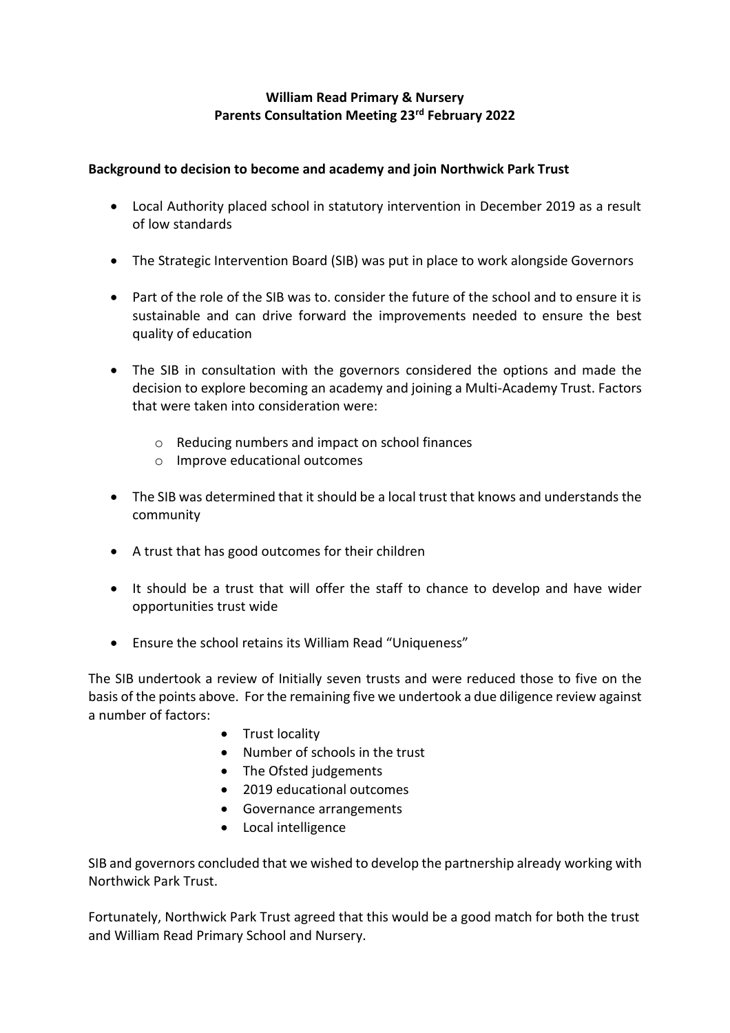**William Read Primary & Nursery**
**Parents Consultation Meeting 23rd February 2022**

**Background to decision to become and academy and join Northwick Park Trust**

- Local Authority placed school in statutory intervention in December 2019 as a result of low standards
- The Strategic Intervention Board (SIB) was put in place to work alongside Governors
- Part of the role of the SIB was to. consider the future of the school and to ensure it is sustainable and can drive forward the improvements needed to ensure the best quality of education
- The SIB in consultation with the governors considered the options and made the decision to explore becoming an academy and joining a Multi-Academy Trust. Factors that were taken into consideration were:
    - Reducing numbers and impact on school finances
    - Improve educational outcomes
- The SIB was determined that it should be a local trust that knows and understands the community
- A trust that has good outcomes for their children
- It should be a trust that will offer the staff to chance to develop and have wider opportunities trust wide
- Ensure the school retains its William Read "Uniqueness"

The SIB undertook a review of Initially seven trusts and were reduced those to five on the basis of the points above. For the remaining five we undertook a due diligence review against a number of factors:

- Trust locality
- Number of schools in the trust
- The Ofsted judgements
- 2019 educational outcomes
- Governance arrangements
- Local intelligence

SIB and governors concluded that we wished to develop the partnership already working with Northwick Park Trust.

Fortunately, Northwick Park Trust agreed that this would be a good match for both the trust and William Read Primary School and Nursery.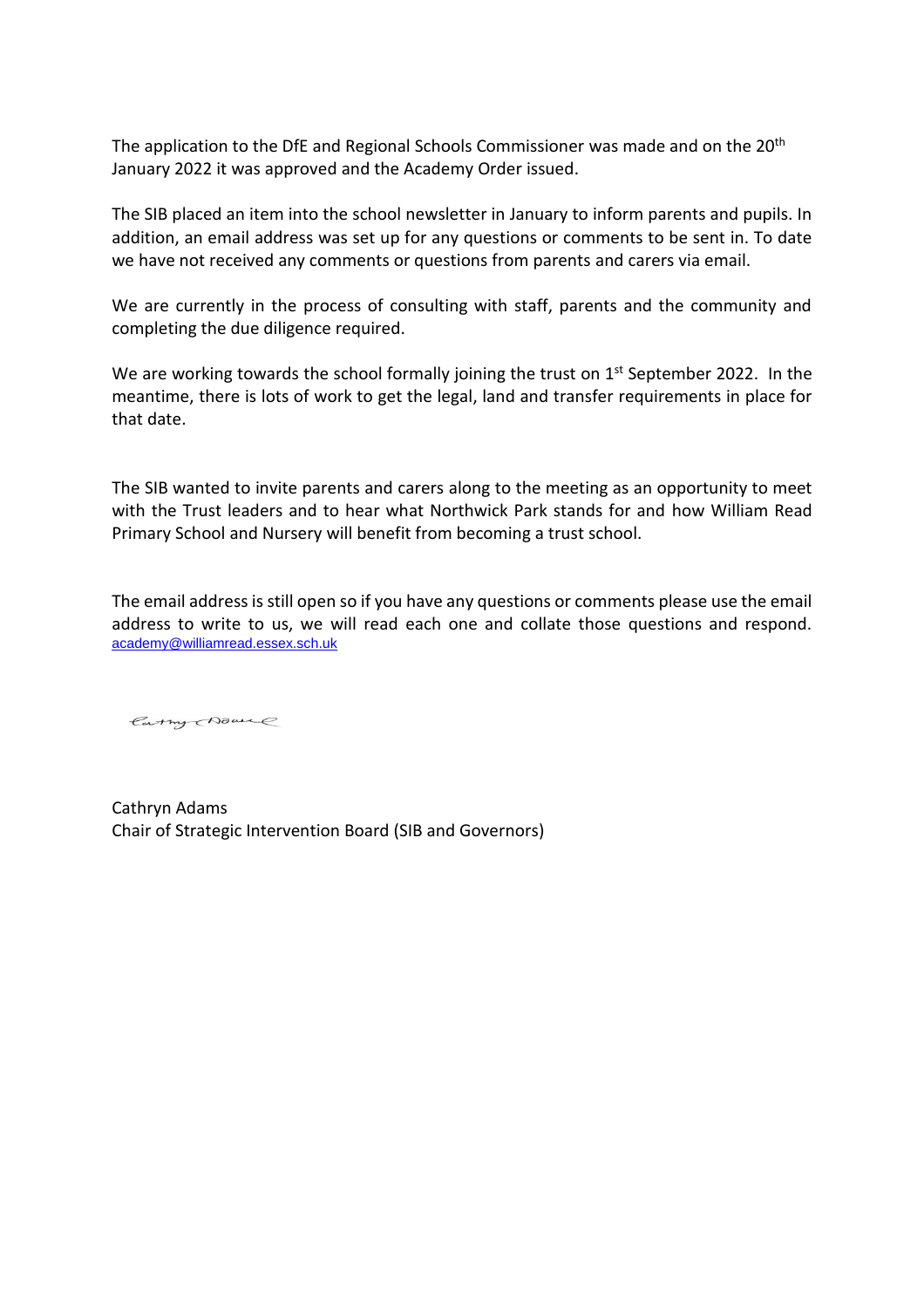The application to the DfE and Regional Schools Commissioner was made and on the 20th January 2022 it was approved and the Academy Order issued.

The SIB placed an item into the school newsletter in January to inform parents and pupils. In addition, an email address was set up for any questions or comments to be sent in. To date we have not received any comments or questions from parents and carers via email.

We are currently in the process of consulting with staff, parents and the community and completing the due diligence required.

We are working towards the school formally joining the trust on 1st September 2022. In the meantime, there is lots of work to get the legal, land and transfer requirements in place for that date.

The SIB wanted to invite parents and carers along to the meeting as an opportunity to meet with the Trust leaders and to hear what Northwick Park stands for and how William Read Primary School and Nursery will benefit from becoming a trust school.

The email address is still open so if you have any questions or comments please use the email address to write to us, we will read each one and collate those questions and respond. academy@williamread.essex.sch.uk

Cathryn Adams
Chair of Strategic Intervention Board (SIB and Governors)